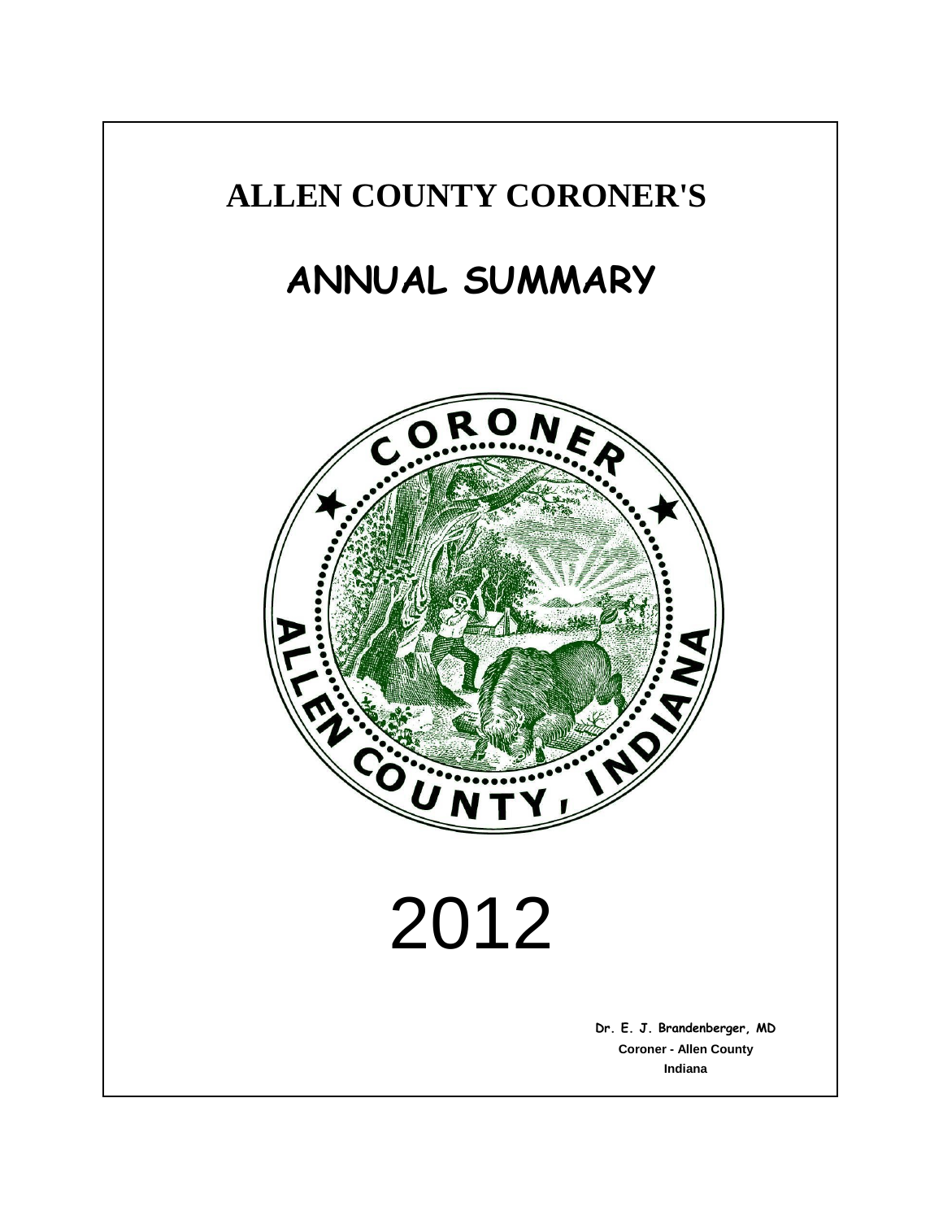# ALLEN COUNTY CORONER'S

# ANNUAL SUMMARY

# 2012

**Dr. E. J. Brandenberger, MD**
**Coroner - Allen County**
**Indiana**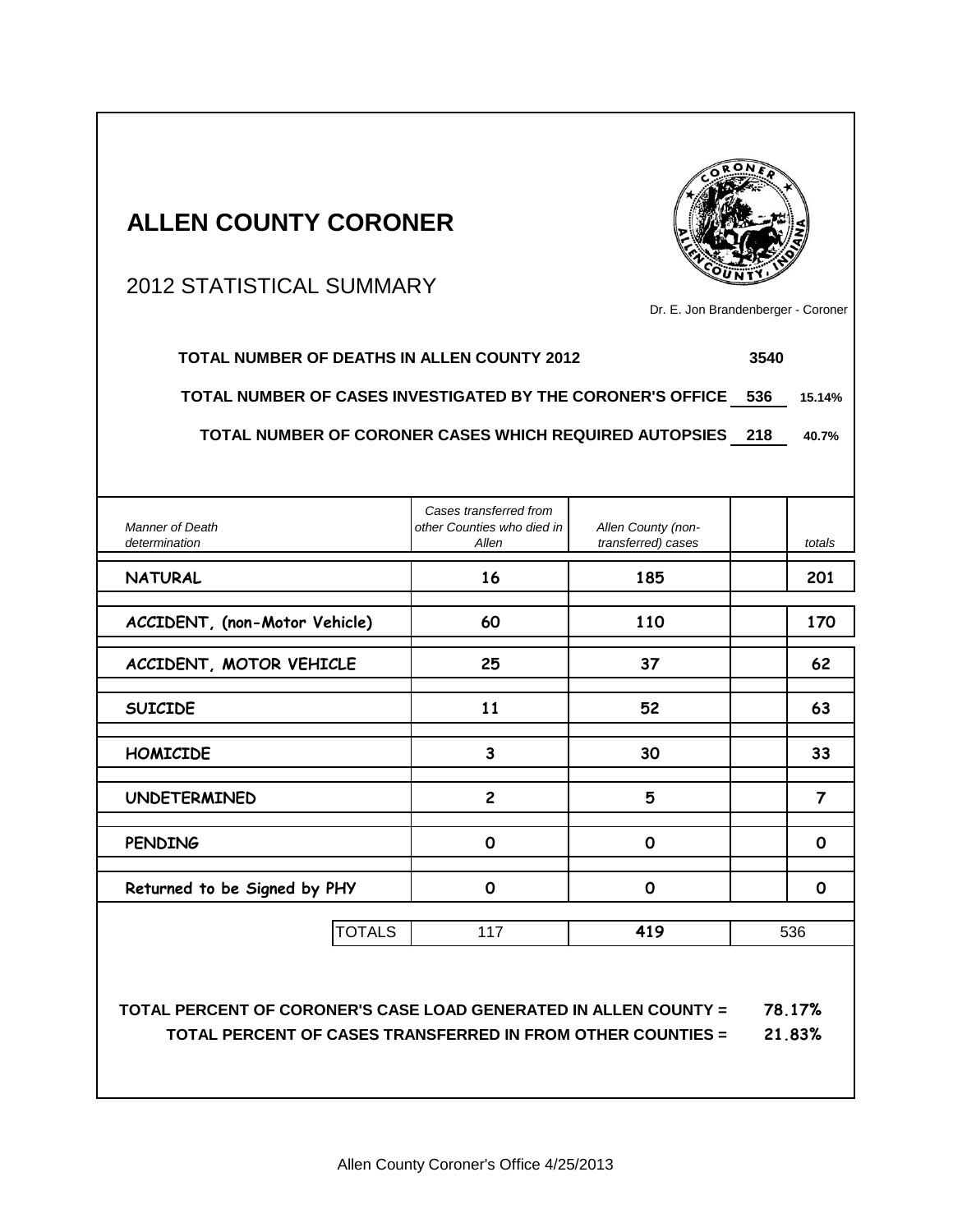# ALLEN COUNTY CORONER

## 2012 STATISTICAL SUMMARY

Dr. E. Jon Brandenberger - Coroner

**TOTAL NUMBER OF DEATHS IN ALLEN COUNTY 2012** **3540**

**TOTAL NUMBER OF CASES INVESTIGATED BY THE CORONER'S OFFICE** **536** **15.14%**

**TOTAL NUMBER OF CORONER CASES WHICH REQUIRED AUTOPSIES** **218** **40.7%**

| *Manner of Death determination* | *Cases transferred from other Counties who died in Allen* | *Allen County (non-transferred) cases* | | *totals* |
|---|---|---|---|---|
| **NATURAL** | **16** | **185** | | **201** |
| **ACCIDENT, (non-Motor Vehicle)** | **60** | **110** | | **170** |
| **ACCIDENT, MOTOR VEHICLE** | **25** | **37** | | **62** |
| **SUICIDE** | **11** | **52** | | **63** |
| **HOMICIDE** | **3** | **30** | | **33** |
| **UNDETERMINED** | **2** | **5** | | **7** |
| **PENDING** | **0** | **0** | | **0** |
| **Returned to be Signed by PHY** | **0** | **0** | | **0** |
| TOTALS | 117 | **419** | | 536 |

**TOTAL PERCENT OF CORONER'S CASE LOAD GENERATED IN ALLEN COUNTY =** **78.17%**

**TOTAL PERCENT OF CASES TRANSFERRED IN FROM OTHER COUNTIES =** **21.83%**

Allen County Coroner's Office 4/25/2013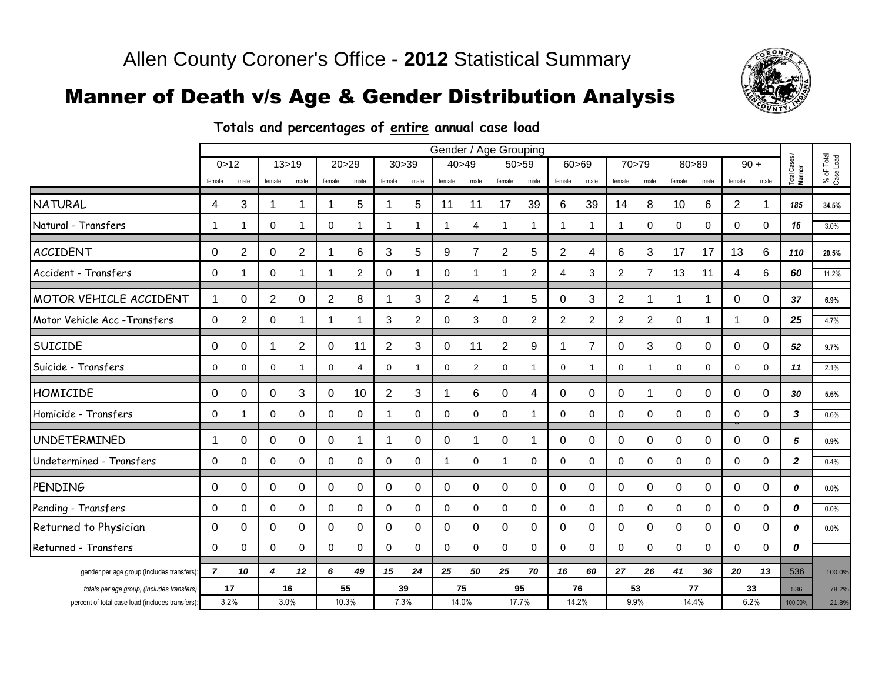# Allen County Coroner's Office - **2012** Statistical Summary

## Manner of Death v/s Age & Gender Distribution Analysis

**Totals and percentages of entire annual case load**

| | Gender / Age Grouping | | | | | | | | | | | | | | | | | | | | Total Cases / Manner | % oF Total Case Load |
|---|---|---|---|---|---|---|---|---|---|---|---|---|---|---|---|---|---|---|---|---|---|---|
| | 0>12 | | 13>19 | | 20>29 | | 30>39 | | 40>49 | | 50>59 | | 60>69 | | 70>79 | | 80>89 | | 90 + | | | |
| | female | male | female | male | female | male | female | male | female | male | female | male | female | male | female | male | female | male | female | male | | |
| NATURAL | 4 | 3 | 1 | 1 | 1 | 5 | 1 | 5 | 11 | 11 | 17 | 39 | 6 | 39 | 14 | 8 | 10 | 6 | 2 | 1 | **185** | **34.5%** |
| Natural - Transfers | 1 | 1 | 0 | 1 | 0 | 1 | 1 | 1 | 1 | 4 | 1 | 1 | 1 | 1 | 1 | 0 | 0 | 0 | 0 | 0 | **16** | 3.0% |
| ACCIDENT | 0 | 2 | 0 | 2 | 1 | 6 | 3 | 5 | 9 | 7 | 2 | 5 | 2 | 4 | 6 | 3 | 17 | 17 | 13 | 6 | **110** | **20.5%** |
| Accident - Transfers | 0 | 1 | 0 | 1 | 1 | 2 | 0 | 1 | 0 | 1 | 1 | 2 | 4 | 3 | 2 | 7 | 13 | 11 | 4 | 6 | **60** | 11.2% |
| MOTOR VEHICLE ACCIDENT | 1 | 0 | 2 | 0 | 2 | 8 | 1 | 3 | 2 | 4 | 1 | 5 | 0 | 3 | 2 | 1 | 1 | 1 | 0 | 0 | **37** | **6.9%** |
| Motor Vehicle Acc -Transfers | 0 | 2 | 0 | 1 | 1 | 1 | 3 | 2 | 0 | 3 | 0 | 2 | 2 | 2 | 2 | 2 | 0 | 1 | 1 | 0 | **25** | 4.7% |
| SUICIDE | 0 | 0 | 1 | 2 | 0 | 11 | 2 | 3 | 0 | 11 | 2 | 9 | 1 | 7 | 0 | 3 | 0 | 0 | 0 | 0 | **52** | **9.7%** |
| Suicide - Transfers | 0 | 0 | 0 | 1 | 0 | 4 | 0 | 1 | 0 | 2 | 0 | 1 | 0 | 1 | 0 | 1 | 0 | 0 | 0 | 0 | **11** | 2.1% |
| HOMICIDE | 0 | 0 | 0 | 3 | 0 | 10 | 2 | 3 | 1 | 6 | 0 | 4 | 0 | 0 | 0 | 1 | 0 | 0 | 0 | 0 | **30** | **5.6%** |
| Homicide - Transfers | 0 | 1 | 0 | 0 | 0 | 0 | 1 | 0 | 0 | 0 | 0 | 1 | 0 | 0 | 0 | 0 | 0 | 0 | 0 | 0 | **3** | 0.6% |
| UNDETERMINED | 1 | 0 | 0 | 0 | 0 | 1 | 1 | 0 | 0 | 1 | 0 | 1 | 0 | 0 | 0 | 0 | 0 | 0 | 0 | 0 | **5** | **0.9%** |
| Undetermined - Transfers | 0 | 0 | 0 | 0 | 0 | 0 | 0 | 0 | 1 | 0 | 1 | 0 | 0 | 0 | 0 | 0 | 0 | 0 | 0 | 0 | **2** | 0.4% |
| PENDING | 0 | 0 | 0 | 0 | 0 | 0 | 0 | 0 | 0 | 0 | 0 | 0 | 0 | 0 | 0 | 0 | 0 | 0 | 0 | 0 | **0** | **0.0%** |
| Pending - Transfers | 0 | 0 | 0 | 0 | 0 | 0 | 0 | 0 | 0 | 0 | 0 | 0 | 0 | 0 | 0 | 0 | 0 | 0 | 0 | 0 | **0** | 0.0% |
| Returned to Physician | 0 | 0 | 0 | 0 | 0 | 0 | 0 | 0 | 0 | 0 | 0 | 0 | 0 | 0 | 0 | 0 | 0 | 0 | 0 | 0 | **0** | **0.0%** |
| Returned - Transfers | 0 | 0 | 0 | 0 | 0 | 0 | 0 | 0 | 0 | 0 | 0 | 0 | 0 | 0 | 0 | 0 | 0 | 0 | 0 | 0 | **0** | |
| *gender per age group (includes transfers):* | ***7*** | ***10*** | ***4*** | ***12*** | ***6*** | ***49*** | ***15*** | ***24*** | ***25*** | ***50*** | ***25*** | ***70*** | ***16*** | ***60*** | ***27*** | ***26*** | ***41*** | ***36*** | ***20*** | ***13*** | 536 | 100.0% |
| *totals per age group, (includes transfers)* | **17** | | **16** | | **55** | | **39** | | **75** | | **95** | | **76** | | **53** | | **77** | | **33** | | 536 | 78.2% |
| percent of total case load (includes transfers): | 3.2% | | 3.0% | | 10.3% | | 7.3% | | 14.0% | | 17.7% | | 14.2% | | 9.9% | | 14.4% | | 6.2% | | 100.00% | 21.8% |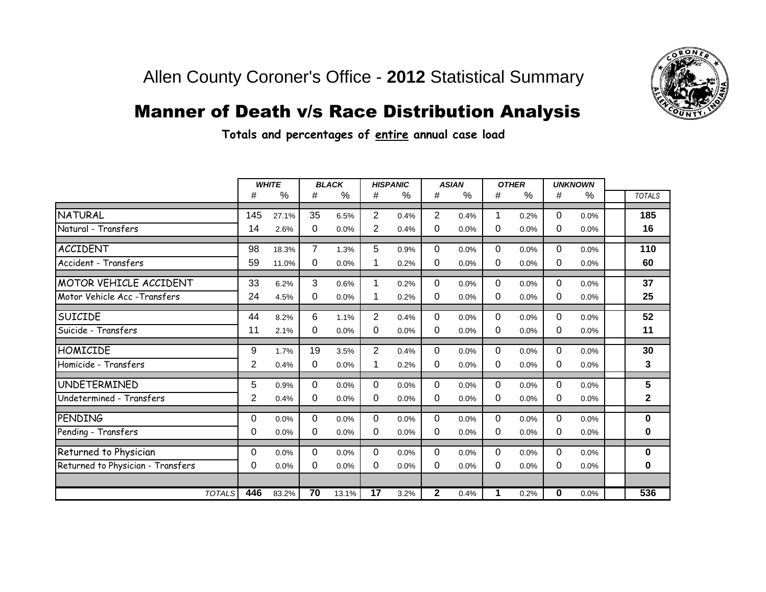Allen County Coroner's Office - **2012** Statistical Summary

# Manner of Death v/s Race Distribution Analysis

**Totals and percentages of entire annual case load**

| | ***WHITE*** | | ***BLACK*** | | ***HISPANIC*** | | ***ASIAN*** | | ***OTHER*** | | ***UNKNOWN*** | | |
|---|---|---|---|---|---|---|---|---|---|---|---|---|---|
| | # | % | # | % | # | % | # | % | # | % | # | % | *TOTALS* |
| NATURAL | 145 | 27.1% | 35 | 6.5% | 2 | 0.4% | 2 | 0.4% | 1 | 0.2% | 0 | 0.0% | **185** |
| Natural - Transfers | 14 | 2.6% | 0 | 0.0% | 2 | 0.4% | 0 | 0.0% | 0 | 0.0% | 0 | 0.0% | **16** |
| ACCIDENT | 98 | 18.3% | 7 | 1.3% | 5 | 0.9% | 0 | 0.0% | 0 | 0.0% | 0 | 0.0% | **110** |
| Accident - Transfers | 59 | 11.0% | 0 | 0.0% | 1 | 0.2% | 0 | 0.0% | 0 | 0.0% | 0 | 0.0% | **60** |
| MOTOR VEHICLE ACCIDENT | 33 | 6.2% | 3 | 0.6% | 1 | 0.2% | 0 | 0.0% | 0 | 0.0% | 0 | 0.0% | **37** |
| Motor Vehicle Acc -Transfers | 24 | 4.5% | 0 | 0.0% | 1 | 0.2% | 0 | 0.0% | 0 | 0.0% | 0 | 0.0% | **25** |
| SUICIDE | 44 | 8.2% | 6 | 1.1% | 2 | 0.4% | 0 | 0.0% | 0 | 0.0% | 0 | 0.0% | **52** |
| Suicide - Transfers | 11 | 2.1% | 0 | 0.0% | 0 | 0.0% | 0 | 0.0% | 0 | 0.0% | 0 | 0.0% | **11** |
| HOMICIDE | 9 | 1.7% | 19 | 3.5% | 2 | 0.4% | 0 | 0.0% | 0 | 0.0% | 0 | 0.0% | **30** |
| Homicide - Transfers | 2 | 0.4% | 0 | 0.0% | 1 | 0.2% | 0 | 0.0% | 0 | 0.0% | 0 | 0.0% | **3** |
| UNDETERMINED | 5 | 0.9% | 0 | 0.0% | 0 | 0.0% | 0 | 0.0% | 0 | 0.0% | 0 | 0.0% | **5** |
| Undetermined - Transfers | 2 | 0.4% | 0 | 0.0% | 0 | 0.0% | 0 | 0.0% | 0 | 0.0% | 0 | 0.0% | **2** |
| PENDING | 0 | 0.0% | 0 | 0.0% | 0 | 0.0% | 0 | 0.0% | 0 | 0.0% | 0 | 0.0% | **0** |
| Pending - Transfers | 0 | 0.0% | 0 | 0.0% | 0 | 0.0% | 0 | 0.0% | 0 | 0.0% | 0 | 0.0% | **0** |
| Returned to Physician | 0 | 0.0% | 0 | 0.0% | 0 | 0.0% | 0 | 0.0% | 0 | 0.0% | 0 | 0.0% | **0** |
| Returned to Physician - Transfers | 0 | 0.0% | 0 | 0.0% | 0 | 0.0% | 0 | 0.0% | 0 | 0.0% | 0 | 0.0% | **0** |
| *TOTALS* | **446** | 83.2% | **70** | 13.1% | **17** | 3.2% | **2** | 0.4% | **1** | 0.2% | **0** | 0.0% | **536** |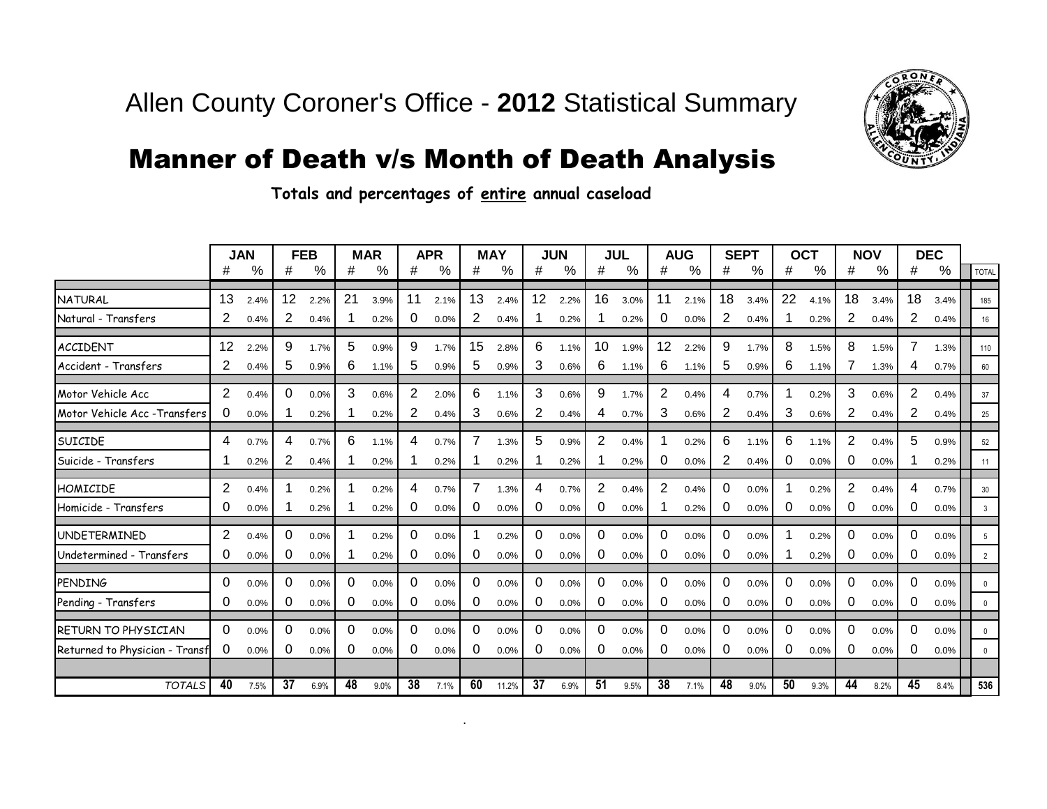Allen County Coroner's Office - **2012** Statistical Summary

# Manner of Death v/s Month of Death Analysis

**Totals and percentages of entire annual caseload**

| | JAN | | FEB | | MAR | | APR | | MAY | | JUN | | JUL | | AUG | | SEPT | | OCT | | NOV | | DEC | | |
|---|---|---|---|---|---|---|---|---|---|---|---|---|---|---|---|---|---|---|---|---|---|---|---|---|---|
| | # | % | # | % | # | % | # | % | # | % | # | % | # | % | # | % | # | % | # | % | # | % | # | % | TOTAL |
| NATURAL | 13 | 2.4% | 12 | 2.2% | 21 | 3.9% | 11 | 2.1% | 13 | 2.4% | 12 | 2.2% | 16 | 3.0% | 11 | 2.1% | 18 | 3.4% | 22 | 4.1% | 18 | 3.4% | 18 | 3.4% | 185 |
| Natural - Transfers | 2 | 0.4% | 2 | 0.4% | 1 | 0.2% | 0 | 0.0% | 2 | 0.4% | 1 | 0.2% | 1 | 0.2% | 0 | 0.0% | 2 | 0.4% | 1 | 0.2% | 2 | 0.4% | 2 | 0.4% | 16 |
| ACCIDENT | 12 | 2.2% | 9 | 1.7% | 5 | 0.9% | 9 | 1.7% | 15 | 2.8% | 6 | 1.1% | 10 | 1.9% | 12 | 2.2% | 9 | 1.7% | 8 | 1.5% | 8 | 1.5% | 7 | 1.3% | 110 |
| Accident - Transfers | 2 | 0.4% | 5 | 0.9% | 6 | 1.1% | 5 | 0.9% | 5 | 0.9% | 3 | 0.6% | 6 | 1.1% | 6 | 1.1% | 5 | 0.9% | 6 | 1.1% | 7 | 1.3% | 4 | 0.7% | 60 |
| Motor Vehicle Acc | 2 | 0.4% | 0 | 0.0% | 3 | 0.6% | 2 | 2.0% | 6 | 1.1% | 3 | 0.6% | 9 | 1.7% | 2 | 0.4% | 4 | 0.7% | 1 | 0.2% | 3 | 0.6% | 2 | 0.4% | 37 |
| Motor Vehicle Acc -Transfers | 0 | 0.0% | 1 | 0.2% | 1 | 0.2% | 2 | 0.4% | 3 | 0.6% | 2 | 0.4% | 4 | 0.7% | 3 | 0.6% | 2 | 0.4% | 3 | 0.6% | 2 | 0.4% | 2 | 0.4% | 25 |
| SUICIDE | 4 | 0.7% | 4 | 0.7% | 6 | 1.1% | 4 | 0.7% | 7 | 1.3% | 5 | 0.9% | 2 | 0.4% | 1 | 0.2% | 6 | 1.1% | 6 | 1.1% | 2 | 0.4% | 5 | 0.9% | 52 |
| Suicide - Transfers | 1 | 0.2% | 2 | 0.4% | 1 | 0.2% | 1 | 0.2% | 1 | 0.2% | 1 | 0.2% | 1 | 0.2% | 0 | 0.0% | 2 | 0.4% | 0 | 0.0% | 0 | 0.0% | 1 | 0.2% | 11 |
| HOMICIDE | 2 | 0.4% | 1 | 0.2% | 1 | 0.2% | 4 | 0.7% | 7 | 1.3% | 4 | 0.7% | 2 | 0.4% | 2 | 0.4% | 0 | 0.0% | 1 | 0.2% | 2 | 0.4% | 4 | 0.7% | 30 |
| Homicide - Transfers | 0 | 0.0% | 1 | 0.2% | 1 | 0.2% | 0 | 0.0% | 0 | 0.0% | 0 | 0.0% | 0 | 0.0% | 1 | 0.2% | 0 | 0.0% | 0 | 0.0% | 0 | 0.0% | 0 | 0.0% | 3 |
| UNDETERMINED | 2 | 0.4% | 0 | 0.0% | 1 | 0.2% | 0 | 0.0% | 1 | 0.2% | 0 | 0.0% | 0 | 0.0% | 0 | 0.0% | 0 | 0.0% | 1 | 0.2% | 0 | 0.0% | 0 | 0.0% | 5 |
| Undetermined - Transfers | 0 | 0.0% | 0 | 0.0% | 1 | 0.2% | 0 | 0.0% | 0 | 0.0% | 0 | 0.0% | 0 | 0.0% | 0 | 0.0% | 0 | 0.0% | 1 | 0.2% | 0 | 0.0% | 0 | 0.0% | 2 |
| PENDING | 0 | 0.0% | 0 | 0.0% | 0 | 0.0% | 0 | 0.0% | 0 | 0.0% | 0 | 0.0% | 0 | 0.0% | 0 | 0.0% | 0 | 0.0% | 0 | 0.0% | 0 | 0.0% | 0 | 0.0% | 0 |
| Pending - Transfers | 0 | 0.0% | 0 | 0.0% | 0 | 0.0% | 0 | 0.0% | 0 | 0.0% | 0 | 0.0% | 0 | 0.0% | 0 | 0.0% | 0 | 0.0% | 0 | 0.0% | 0 | 0.0% | 0 | 0.0% | 0 |
| RETURN TO PHYSICIAN | 0 | 0.0% | 0 | 0.0% | 0 | 0.0% | 0 | 0.0% | 0 | 0.0% | 0 | 0.0% | 0 | 0.0% | 0 | 0.0% | 0 | 0.0% | 0 | 0.0% | 0 | 0.0% | 0 | 0.0% | 0 |
| Returned to Physician - Transf | 0 | 0.0% | 0 | 0.0% | 0 | 0.0% | 0 | 0.0% | 0 | 0.0% | 0 | 0.0% | 0 | 0.0% | 0 | 0.0% | 0 | 0.0% | 0 | 0.0% | 0 | 0.0% | 0 | 0.0% | 0 |
| *TOTALS* | **40** | 7.5% | **37** | 6.9% | **48** | 9.0% | **38** | 7.1% | **60** | 11.2% | **37** | 6.9% | **51** | 9.5% | **38** | 7.1% | **48** | 9.0% | **50** | 9.3% | **44** | 8.2% | **45** | 8.4% | **536** |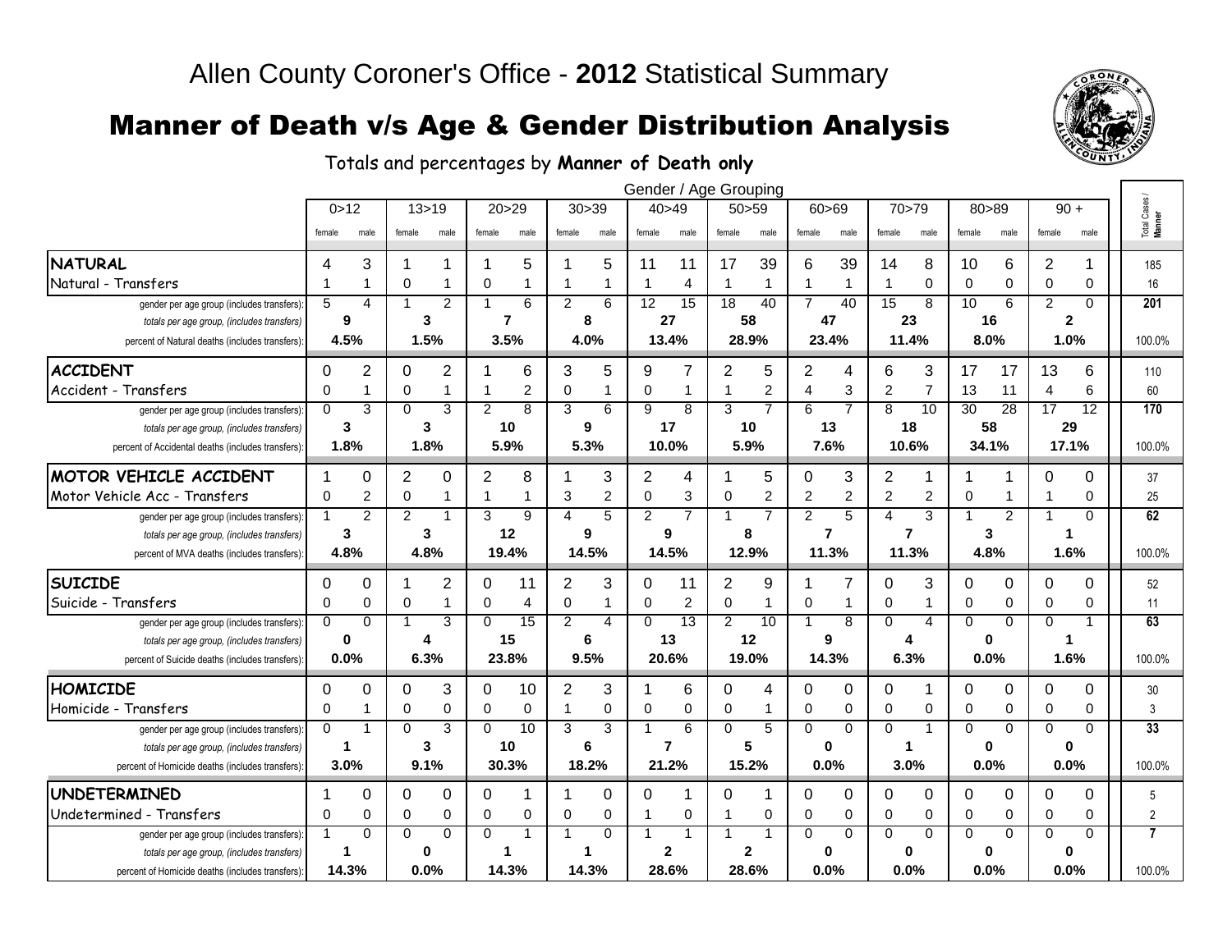Allen County Coroner's Office - **2012** Statistical Summary

# Manner of Death v/s Age & Gender Distribution Analysis

Totals and percentages by **Manner of Death only**

| | Gender / Age Grouping | | | | | | | | | | | | | | | | | | | | Total Cases / Manner |
|---|---|---|---|---|---|---|---|---|---|---|---|---|---|---|---|---|---|---|---|---|---|
| | 0>12 | | 13>19 | | 20>29 | | 30>39 | | 40>49 | | 50>59 | | 60>69 | | 70>79 | | 80>89 | | 90 + | | |
| | female | male | female | male | female | male | female | male | female | male | female | male | female | male | female | male | female | male | female | male | |
| **NATURAL** | 4 | 3 | 1 | 1 | 1 | 5 | 1 | 5 | 11 | 11 | 17 | 39 | 6 | 39 | 14 | 8 | 10 | 6 | 2 | 1 | 185 |
| Natural - Transfers | 1 | 1 | 0 | 1 | 0 | 1 | 1 | 1 | 1 | 4 | 1 | 1 | 1 | 1 | 1 | 0 | 0 | 0 | 0 | 0 | 16 |
| gender per age group (includes transfers): | 5 | 4 | 1 | 2 | 1 | 6 | 2 | 6 | 12 | 15 | 18 | 40 | 7 | 40 | 15 | 8 | 10 | 6 | 2 | 0 | **201** |
| *totals per age group, (includes transfers)* | **9** | | **3** | | **7** | | **8** | | **27** | | **58** | | **47** | | **23** | | **16** | | **2** | | |
| percent of Natural deaths (includes transfers): | **4.5%** | | **1.5%** | | **3.5%** | | **4.0%** | | **13.4%** | | **28.9%** | | **23.4%** | | **11.4%** | | **8.0%** | | **1.0%** | | 100.0% |
| **ACCIDENT** | 0 | 2 | 0 | 2 | 1 | 6 | 3 | 5 | 9 | 7 | 2 | 5 | 2 | 4 | 6 | 3 | 17 | 17 | 13 | 6 | 110 |
| Accident - Transfers | 0 | 1 | 0 | 1 | 1 | 2 | 0 | 1 | 0 | 1 | 1 | 2 | 4 | 3 | 2 | 7 | 13 | 11 | 4 | 6 | 60 |
| gender per age group (includes transfers): | 0 | 3 | 0 | 3 | 2 | 8 | 3 | 6 | 9 | 8 | 3 | 7 | 6 | 7 | 8 | 10 | 30 | 28 | 17 | 12 | **170** |
| *totals per age group, (includes transfers)* | **3** | | **3** | | **10** | | **9** | | **17** | | **10** | | **13** | | **18** | | **58** | | **29** | | |
| percent of Accidental deaths (includes transfers): | **1.8%** | | **1.8%** | | **5.9%** | | **5.3%** | | **10.0%** | | **5.9%** | | **7.6%** | | **10.6%** | | **34.1%** | | **17.1%** | | 100.0% |
| **MOTOR VEHICLE ACCIDENT** | 1 | 0 | 2 | 0 | 2 | 8 | 1 | 3 | 2 | 4 | 1 | 5 | 0 | 3 | 2 | 1 | 1 | 1 | 0 | 0 | 37 |
| Motor Vehicle Acc - Transfers | 0 | 2 | 0 | 1 | 1 | 1 | 3 | 2 | 0 | 3 | 0 | 2 | 2 | 2 | 2 | 2 | 0 | 1 | 1 | 0 | 25 |
| gender per age group (includes transfers): | 1 | 2 | 2 | 1 | 3 | 9 | 4 | 5 | 2 | 7 | 1 | 7 | 2 | 5 | 4 | 3 | 1 | 2 | 1 | 0 | **62** |
| *totals per age group, (includes transfers)* | **3** | | **3** | | **12** | | **9** | | **9** | | **8** | | **7** | | **7** | | **3** | | **1** | | |
| percent of MVA deaths (includes transfers): | **4.8%** | | **4.8%** | | **19.4%** | | **14.5%** | | **14.5%** | | **12.9%** | | **11.3%** | | **11.3%** | | **4.8%** | | **1.6%** | | 100.0% |
| **SUICIDE** | 0 | 0 | 1 | 2 | 0 | 11 | 2 | 3 | 0 | 11 | 2 | 9 | 1 | 7 | 0 | 3 | 0 | 0 | 0 | 0 | 52 |
| Suicide - Transfers | 0 | 0 | 0 | 1 | 0 | 4 | 0 | 1 | 0 | 2 | 0 | 1 | 0 | 1 | 0 | 1 | 0 | 0 | 0 | 0 | 11 |
| gender per age group (includes transfers): | 0 | 0 | 1 | 3 | 0 | 15 | 2 | 4 | 0 | 13 | 2 | 10 | 1 | 8 | 0 | 4 | 0 | 0 | 0 | 1 | **63** |
| *totals per age group, (includes transfers)* | **0** | | **4** | | **15** | | **6** | | **13** | | **12** | | **9** | | **4** | | **0** | | **1** | | |
| percent of Suicide deaths (includes transfers): | **0.0%** | | **6.3%** | | **23.8%** | | **9.5%** | | **20.6%** | | **19.0%** | | **14.3%** | | **6.3%** | | **0.0%** | | **1.6%** | | 100.0% |
| **HOMICIDE** | 0 | 0 | 0 | 3 | 0 | 10 | 2 | 3 | 1 | 6 | 0 | 4 | 0 | 0 | 0 | 1 | 0 | 0 | 0 | 0 | 30 |
| Homicide - Transfers | 0 | 1 | 0 | 0 | 0 | 0 | 1 | 0 | 0 | 0 | 0 | 1 | 0 | 0 | 0 | 0 | 0 | 0 | 0 | 0 | 3 |
| gender per age group (includes transfers): | 0 | 1 | 0 | 3 | 0 | 10 | 3 | 3 | 1 | 6 | 0 | 5 | 0 | 0 | 0 | 1 | 0 | 0 | 0 | 0 | **33** |
| *totals per age group, (includes transfers)* | **1** | | **3** | | **10** | | **6** | | **7** | | **5** | | **0** | | **1** | | **0** | | **0** | | |
| percent of Homicide deaths (includes transfers): | **3.0%** | | **9.1%** | | **30.3%** | | **18.2%** | | **21.2%** | | **15.2%** | | **0.0%** | | **3.0%** | | **0.0%** | | **0.0%** | | 100.0% |
| **UNDETERMINED** | 1 | 0 | 0 | 0 | 0 | 1 | 1 | 0 | 0 | 1 | 0 | 1 | 0 | 0 | 0 | 0 | 0 | 0 | 0 | 0 | 5 |
| Undetermined - Transfers | 0 | 0 | 0 | 0 | 0 | 0 | 0 | 0 | 1 | 0 | 1 | 0 | 0 | 0 | 0 | 0 | 0 | 0 | 0 | 0 | 2 |
| gender per age group (includes transfers): | 1 | 0 | 0 | 0 | 0 | 1 | 1 | 0 | 1 | 1 | 1 | 1 | 0 | 0 | 0 | 0 | 0 | 0 | 0 | 0 | **7** |
| *totals per age group, (includes transfers)* | **1** | | **0** | | **1** | | **1** | | **2** | | **2** | | **0** | | **0** | | **0** | | **0** | | |
| percent of Homicide deaths (includes transfers): | **14.3%** | | **0.0%** | | **14.3%** | | **14.3%** | | **28.6%** | | **28.6%** | | **0.0%** | | **0.0%** | | **0.0%** | | **0.0%** | | 100.0% |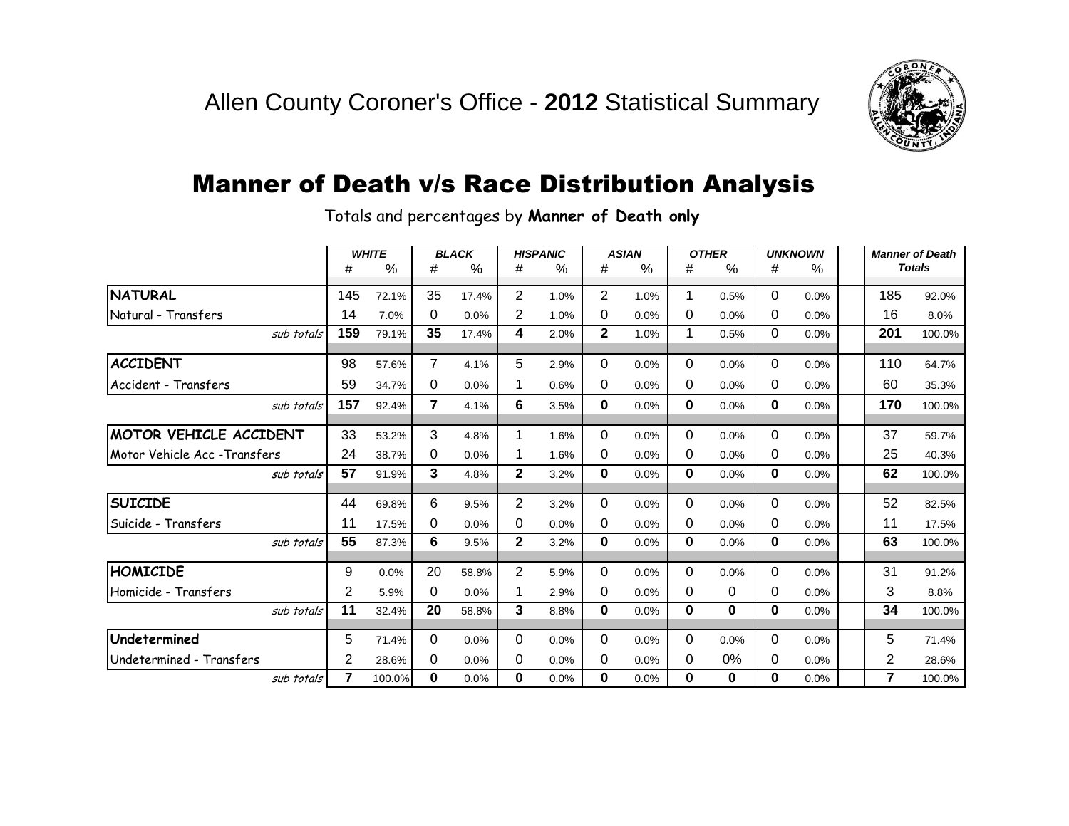# Allen County Coroner's Office - **2012** Statistical Summary

## Manner of Death v/s Race Distribution Analysis

Totals and percentages by **Manner of Death only**

| | WHITE | | BLACK | | HISPANIC | | ASIAN | | OTHER | | UNKNOWN | | Manner of Death Totals | |
|---|---|---|---|---|---|---|---|---|---|---|---|---|---|---|
| | # | % | # | % | # | % | # | % | # | % | # | % | | |
| **NATURAL** | 145 | 72.1% | 35 | 17.4% | 2 | 1.0% | 2 | 1.0% | 1 | 0.5% | 0 | 0.0% | 185 | 92.0% |
| Natural - Transfers | 14 | 7.0% | 0 | 0.0% | 2 | 1.0% | 0 | 0.0% | 0 | 0.0% | 0 | 0.0% | 16 | 8.0% |
| *sub totals* | **159** | 79.1% | **35** | 17.4% | **4** | 2.0% | **2** | 1.0% | 1 | 0.5% | 0 | 0.0% | **201** | 100.0% |
| **ACCIDENT** | 98 | 57.6% | 7 | 4.1% | 5 | 2.9% | 0 | 0.0% | 0 | 0.0% | 0 | 0.0% | 110 | 64.7% |
| Accident - Transfers | 59 | 34.7% | 0 | 0.0% | 1 | 0.6% | 0 | 0.0% | 0 | 0.0% | 0 | 0.0% | 60 | 35.3% |
| *sub totals* | **157** | 92.4% | **7** | 4.1% | **6** | 3.5% | **0** | 0.0% | **0** | 0.0% | **0** | 0.0% | **170** | 100.0% |
| **MOTOR VEHICLE ACCIDENT** | 33 | 53.2% | 3 | 4.8% | 1 | 1.6% | 0 | 0.0% | 0 | 0.0% | 0 | 0.0% | 37 | 59.7% |
| Motor Vehicle Acc -Transfers | 24 | 38.7% | 0 | 0.0% | 1 | 1.6% | 0 | 0.0% | 0 | 0.0% | 0 | 0.0% | 25 | 40.3% |
| *sub totals* | **57** | 91.9% | **3** | 4.8% | **2** | 3.2% | **0** | 0.0% | **0** | 0.0% | **0** | 0.0% | **62** | 100.0% |
| **SUICIDE** | 44 | 69.8% | 6 | 9.5% | 2 | 3.2% | 0 | 0.0% | 0 | 0.0% | 0 | 0.0% | 52 | 82.5% |
| Suicide - Transfers | 11 | 17.5% | 0 | 0.0% | 0 | 0.0% | 0 | 0.0% | 0 | 0.0% | 0 | 0.0% | 11 | 17.5% |
| *sub totals* | **55** | 87.3% | **6** | 9.5% | **2** | 3.2% | **0** | 0.0% | **0** | 0.0% | **0** | 0.0% | **63** | 100.0% |
| **HOMICIDE** | 9 | 0.0% | 20 | 58.8% | 2 | 5.9% | 0 | 0.0% | 0 | 0.0% | 0 | 0.0% | 31 | 91.2% |
| Homicide - Transfers | 2 | 5.9% | 0 | 0.0% | 1 | 2.9% | 0 | 0.0% | 0 | 0 | 0 | 0.0% | 3 | 8.8% |
| *sub totals* | **11** | 32.4% | **20** | 58.8% | **3** | 8.8% | **0** | 0.0% | **0** | **0** | **0** | 0.0% | **34** | 100.0% |
| **Undetermined** | 5 | 71.4% | 0 | 0.0% | 0 | 0.0% | 0 | 0.0% | 0 | 0.0% | 0 | 0.0% | 5 | 71.4% |
| Undetermined - Transfers | 2 | 28.6% | 0 | 0.0% | 0 | 0.0% | 0 | 0.0% | 0 | 0% | 0 | 0.0% | 2 | 28.6% |
| *sub totals* | **7** | 100.0% | **0** | 0.0% | **0** | 0.0% | **0** | 0.0% | **0** | **0** | **0** | 0.0% | **7** | 100.0% |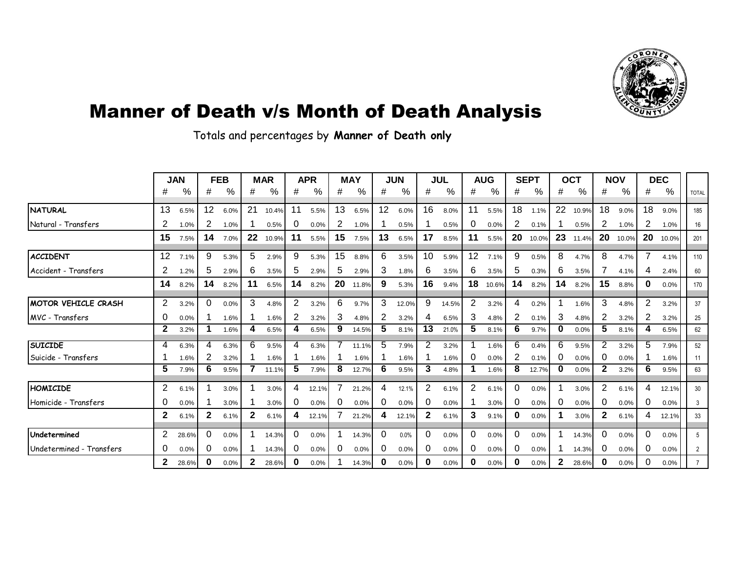# Manner of Death v/s Month of Death Analysis

Totals and percentages by **Manner of Death only**

| | JAN | | FEB | | MAR | | APR | | MAY | | JUN | | JUL | | AUG | | SEPT | | OCT | | NOV | | DEC | | |
|---|---|---|---|---|---|---|---|---|---|---|---|---|---|---|---|---|---|---|---|---|---|---|---|---|---|
| | # | % | # | % | # | % | # | % | # | % | # | % | # | % | # | % | # | % | # | % | # | % | # | % | TOTAL |
| **NATURAL** | 13 | 6.5% | 12 | 6.0% | 21 | 10.4% | 11 | 5.5% | 13 | 6.5% | 12 | 6.0% | 16 | 8.0% | 11 | 5.5% | 18 | 1.1% | 22 | 10.9% | 18 | 9.0% | 18 | 9.0% | 185 |
| Natural - Transfers | 2 | 1.0% | 2 | 1.0% | 1 | 0.5% | 0 | 0.0% | 2 | 1.0% | 1 | 0.5% | 1 | 0.5% | 0 | 0.0% | 2 | 0.1% | 1 | 0.5% | 2 | 1.0% | 2 | 1.0% | 16 |
| | **15** | 7.5% | **14** | 7.0% | **22** | 10.9% | **11** | 5.5% | **15** | 7.5% | **13** | 6.5% | **17** | 8.5% | **11** | 5.5% | **20** | 10.0% | **23** | 11.4% | **20** | 10.0% | **20** | 10.0% | 201 |
| **ACCIDENT** | 12 | 7.1% | 9 | 5.3% | 5 | 2.9% | 9 | 5.3% | 15 | 8.8% | 6 | 3.5% | 10 | 5.9% | 12 | 7.1% | 9 | 0.5% | 8 | 4.7% | 8 | 4.7% | 7 | 4.1% | 110 |
| Accident - Transfers | 2 | 1.2% | 5 | 2.9% | 6 | 3.5% | 5 | 2.9% | 5 | 2.9% | 3 | 1.8% | 6 | 3.5% | 6 | 3.5% | 5 | 0.3% | 6 | 3.5% | 7 | 4.1% | 4 | 2.4% | 60 |
| | **14** | 8.2% | **14** | 8.2% | **11** | 6.5% | **14** | 8.2% | **20** | 11.8% | **9** | 5.3% | **16** | 9.4% | **18** | 10.6% | **14** | 8.2% | **14** | 8.2% | **15** | 8.8% | **0** | 0.0% | 170 |
| **MOTOR VEHICLE CRASH** | 2 | 3.2% | 0 | 0.0% | 3 | 4.8% | 2 | 3.2% | 6 | 9.7% | 3 | 12.0% | 9 | 14.5% | 2 | 3.2% | 4 | 0.2% | 1 | 1.6% | 3 | 4.8% | 2 | 3.2% | 37 |
| MVC - Transfers | 0 | 0.0% | 1 | 1.6% | 1 | 1.6% | 2 | 3.2% | 3 | 4.8% | 2 | 3.2% | 4 | 6.5% | 3 | 4.8% | 2 | 0.1% | 3 | 4.8% | 2 | 3.2% | 2 | 3.2% | 25 |
| | **2** | 3.2% | **1** | 1.6% | **4** | 6.5% | **4** | 6.5% | **9** | 14.5% | **5** | 8.1% | **13** | 21.0% | **5** | 8.1% | **6** | 9.7% | **0** | 0.0% | **5** | 8.1% | **4** | 6.5% | 62 |
| **SUICIDE** | 4 | 6.3% | 4 | 6.3% | 6 | 9.5% | 4 | 6.3% | 7 | 11.1% | 5 | 7.9% | 2 | 3.2% | 1 | 1.6% | 6 | 0.4% | 6 | 9.5% | 2 | 3.2% | 5 | 7.9% | 52 |
| Suicide - Transfers | 1 | 1.6% | 2 | 3.2% | 1 | 1.6% | 1 | 1.6% | 1 | 1.6% | 1 | 1.6% | 1 | 1.6% | 0 | 0.0% | 2 | 0.1% | 0 | 0.0% | 0 | 0.0% | 1 | 1.6% | 11 |
| | **5** | 7.9% | **6** | 9.5% | **7** | 11.1% | **5** | 7.9% | **8** | 12.7% | **6** | 9.5% | **3** | 4.8% | **1** | 1.6% | **8** | 12.7% | **0** | 0.0% | **2** | 3.2% | **6** | 9.5% | 63 |
| **HOMICIDE** | 2 | 6.1% | 1 | 3.0% | 1 | 3.0% | 4 | 12.1% | 7 | 21.2% | 4 | 12.1% | 2 | 6.1% | 2 | 6.1% | 0 | 0.0% | 1 | 3.0% | 2 | 6.1% | 4 | 12.1% | 30 |
| Homicide - Transfers | 0 | 0.0% | 1 | 3.0% | 1 | 3.0% | 0 | 0.0% | 0 | 0.0% | 0 | 0.0% | 0 | 0.0% | 1 | 3.0% | 0 | 0.0% | 0 | 0.0% | 0 | 0.0% | 0 | 0.0% | 3 |
| | **2** | 6.1% | **2** | 6.1% | **2** | 6.1% | **4** | 12.1% | 7 | 21.2% | **4** | 12.1% | **2** | 6.1% | **3** | 9.1% | **0** | 0.0% | **1** | 3.0% | **2** | 6.1% | 4 | 12.1% | 33 |
| **Undetermined** | 2 | 28.6% | 0 | 0.0% | 1 | 14.3% | 0 | 0.0% | 1 | 14.3% | 0 | 0.0% | 0 | 0.0% | 0 | 0.0% | 0 | 0.0% | 1 | 14.3% | 0 | 0.0% | 0 | 0.0% | 5 |
| Undetermined - Transfers | 0 | 0.0% | 0 | 0.0% | 1 | 14.3% | 0 | 0.0% | 0 | 0.0% | 0 | 0.0% | 0 | 0.0% | 0 | 0.0% | 0 | 0.0% | 1 | 14.3% | 0 | 0.0% | 0 | 0.0% | 2 |
| | **2** | 28.6% | **0** | 0.0% | **2** | 28.6% | **0** | 0.0% | 1 | 14.3% | **0** | 0.0% | **0** | 0.0% | **0** | 0.0% | **0** | 0.0% | **2** | 28.6% | **0** | 0.0% | 0 | 0.0% | 7 |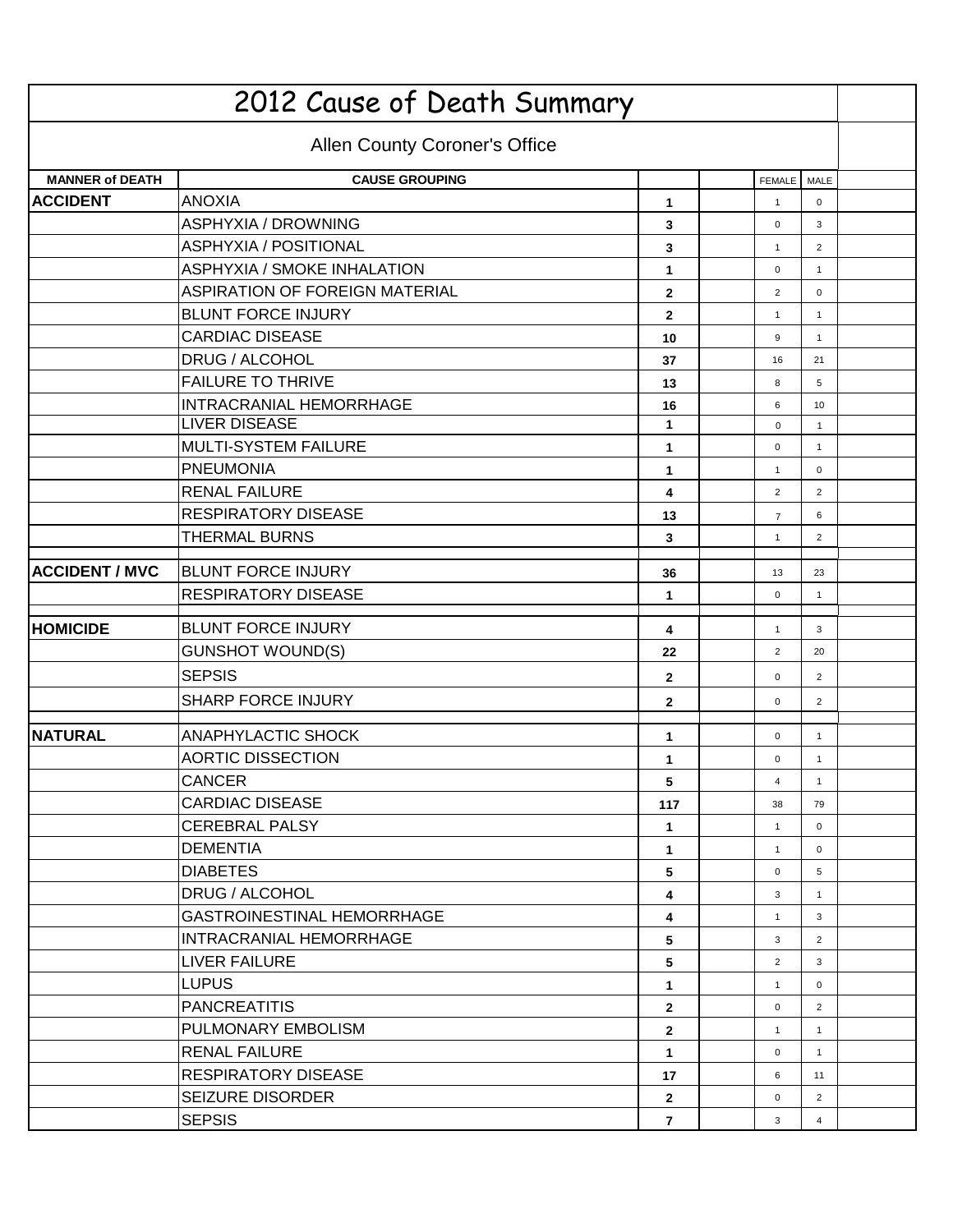# 2012 Cause of Death Summary

## Allen County Coroner's Office

| MANNER of DEATH | CAUSE GROUPING | | | FEMALE | MALE |
|---|---|---|---|---|---|
| **ACCIDENT** | ANOXIA | **1** | | 1 | 0 |
| | ASPHYXIA / DROWNING | **3** | | 0 | 3 |
| | ASPHYXIA / POSITIONAL | **3** | | 1 | 2 |
| | ASPHYXIA / SMOKE INHALATION | **1** | | 0 | 1 |
| | ASPIRATION OF FOREIGN MATERIAL | **2** | | 2 | 0 |
| | BLUNT FORCE INJURY | **2** | | 1 | 1 |
| | CARDIAC DISEASE | **10** | | 9 | 1 |
| | DRUG / ALCOHOL | **37** | | 16 | 21 |
| | FAILURE TO THRIVE | **13** | | 8 | 5 |
| | INTRACRANIAL HEMORRHAGE | **16** | | 6 | 10 |
| | LIVER DISEASE | **1** | | 0 | 1 |
| | MULTI-SYSTEM FAILURE | **1** | | 0 | 1 |
| | PNEUMONIA | **1** | | 1 | 0 |
| | RENAL FAILURE | **4** | | 2 | 2 |
| | RESPIRATORY DISEASE | **13** | | 7 | 6 |
| | THERMAL BURNS | **3** | | 1 | 2 |
| | | | | | |
| **ACCIDENT / MVC** | BLUNT FORCE INJURY | **36** | | 13 | 23 |
| | RESPIRATORY DISEASE | **1** | | 0 | 1 |
| | | | | | |
| **HOMICIDE** | BLUNT FORCE INJURY | **4** | | 1 | 3 |
| | GUNSHOT WOUND(S) | **22** | | 2 | 20 |
| | SEPSIS | **2** | | 0 | 2 |
| | SHARP FORCE INJURY | **2** | | 0 | 2 |
| | | | | | |
| **NATURAL** | ANAPHYLACTIC SHOCK | **1** | | 0 | 1 |
| | AORTIC DISSECTION | **1** | | 0 | 1 |
| | CANCER | **5** | | 4 | 1 |
| | CARDIAC DISEASE | **117** | | 38 | 79 |
| | CEREBRAL PALSY | **1** | | 1 | 0 |
| | DEMENTIA | **1** | | 1 | 0 |
| | DIABETES | **5** | | 0 | 5 |
| | DRUG / ALCOHOL | **4** | | 3 | 1 |
| | GASTROINESTINAL HEMORRHAGE | **4** | | 1 | 3 |
| | INTRACRANIAL HEMORRHAGE | **5** | | 3 | 2 |
| | LIVER FAILURE | **5** | | 2 | 3 |
| | LUPUS | **1** | | 1 | 0 |
| | PANCREATITIS | **2** | | 0 | 2 |
| | PULMONARY EMBOLISM | **2** | | 1 | 1 |
| | RENAL FAILURE | **1** | | 0 | 1 |
| | RESPIRATORY DISEASE | **17** | | 6 | 11 |
| | SEIZURE DISORDER | **2** | | 0 | 2 |
| | SEPSIS | **7** | | 3 | 4 |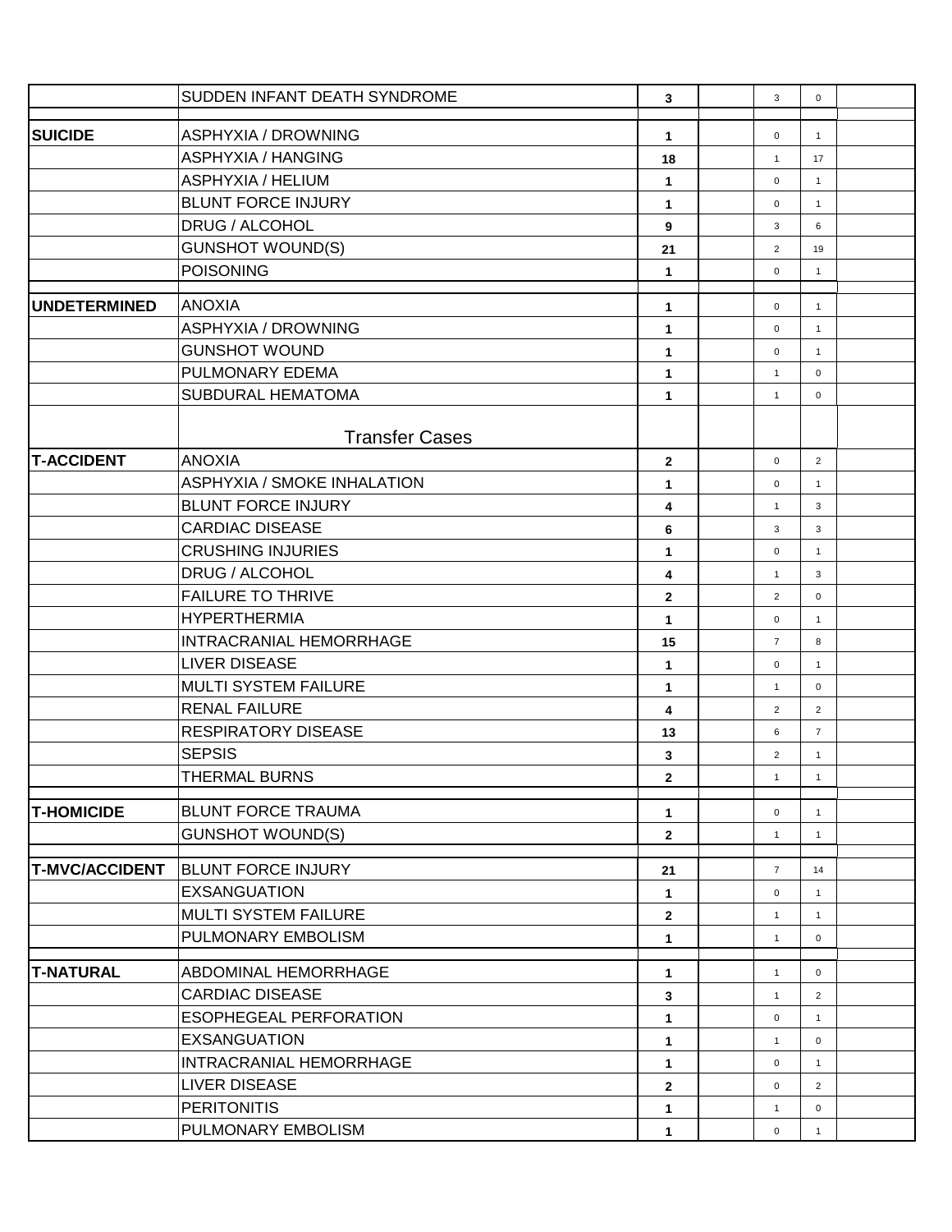| | | | | | | |
|---|---|---|---|---|---|---|
| | SUDDEN INFANT DEATH SYNDROME | **3** | | 3 | 0 | |
| | | | | | | |
| **SUICIDE** | ASPHYXIA / DROWNING | **1** | | 0 | 1 | |
| | ASPHYXIA / HANGING | **18** | | 1 | 17 | |
| | ASPHYXIA / HELIUM | **1** | | 0 | 1 | |
| | BLUNT FORCE INJURY | **1** | | 0 | 1 | |
| | DRUG / ALCOHOL | **9** | | 3 | 6 | |
| | GUNSHOT WOUND(S) | **21** | | 2 | 19 | |
| | POISONING | **1** | | 0 | 1 | |
| | | | | | | |
| **UNDETERMINED** | ANOXIA | **1** | | 0 | 1 | |
| | ASPHYXIA / DROWNING | **1** | | 0 | 1 | |
| | GUNSHOT WOUND | **1** | | 0 | 1 | |
| | PULMONARY EDEMA | **1** | | 1 | 0 | |
| | SUBDURAL HEMATOMA | **1** | | 1 | 0 | |
| | Transfer Cases | | | | | |
| **T-ACCIDENT** | ANOXIA | **2** | | 0 | 2 | |
| | ASPHYXIA / SMOKE INHALATION | **1** | | 0 | 1 | |
| | BLUNT FORCE INJURY | **4** | | 1 | 3 | |
| | CARDIAC DISEASE | **6** | | 3 | 3 | |
| | CRUSHING INJURIES | **1** | | 0 | 1 | |
| | DRUG / ALCOHOL | **4** | | 1 | 3 | |
| | FAILURE TO THRIVE | **2** | | 2 | 0 | |
| | HYPERTHERMIA | **1** | | 0 | 1 | |
| | INTRACRANIAL HEMORRHAGE | **15** | | 7 | 8 | |
| | LIVER DISEASE | **1** | | 0 | 1 | |
| | MULTI SYSTEM FAILURE | **1** | | 1 | 0 | |
| | RENAL FAILURE | **4** | | 2 | 2 | |
| | RESPIRATORY DISEASE | **13** | | 6 | 7 | |
| | SEPSIS | **3** | | 2 | 1 | |
| | THERMAL BURNS | **2** | | 1 | 1 | |
| | | | | | | |
| **T-HOMICIDE** | BLUNT FORCE TRAUMA | **1** | | 0 | 1 | |
| | GUNSHOT WOUND(S) | **2** | | 1 | 1 | |
| | | | | | | |
| **T-MVC/ACCIDENT** | BLUNT FORCE INJURY | **21** | | 7 | 14 | |
| | EXSANGUATION | **1** | | 0 | 1 | |
| | MULTI SYSTEM FAILURE | **2** | | 1 | 1 | |
| | PULMONARY EMBOLISM | **1** | | 1 | 0 | |
| | | | | | | |
| **T-NATURAL** | ABDOMINAL HEMORRHAGE | **1** | | 1 | 0 | |
| | CARDIAC DISEASE | **3** | | 1 | 2 | |
| | ESOPHEGEAL PERFORATION | **1** | | 0 | 1 | |
| | EXSANGUATION | **1** | | 1 | 0 | |
| | INTRACRANIAL HEMORRHAGE | **1** | | 0 | 1 | |
| | LIVER DISEASE | **2** | | 0 | 2 | |
| | PERITONITIS | **1** | | 1 | 0 | |
| | PULMONARY EMBOLISM | **1** | | 0 | 1 | |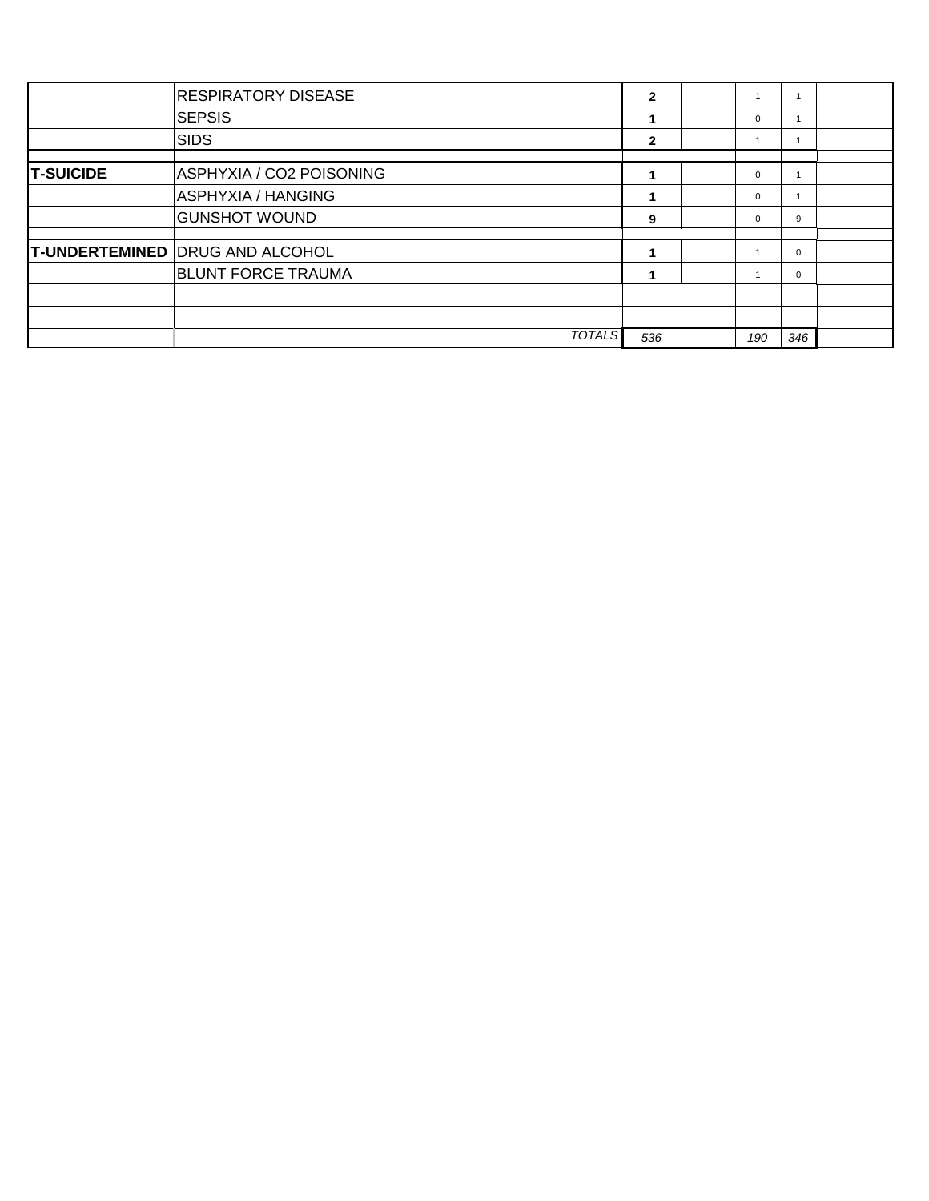| | | | | | | |
|---|---|---|---|---|---|---|
| | RESPIRATORY DISEASE | **2** | | 1 | 1 | |
| | SEPSIS | **1** | | 0 | 1 | |
| | SIDS | **2** | | 1 | 1 | |
| | | | | | | |
| **T-SUICIDE** | ASPHYXIA / CO2 POISONING | **1** | | 0 | 1 | |
| | ASPHYXIA / HANGING | **1** | | 0 | 1 | |
| | GUNSHOT WOUND | **9** | | 0 | 9 | |
| | | | | | | |
| **T-UNDERTEMINED** | DRUG AND ALCOHOL | **1** | | 1 | 0 | |
| | BLUNT FORCE TRAUMA | **1** | | 1 | 0 | |
| | | | | | | |
| | | | | | | |
| | *TOTALS* | *536* | | *190* | *346* | |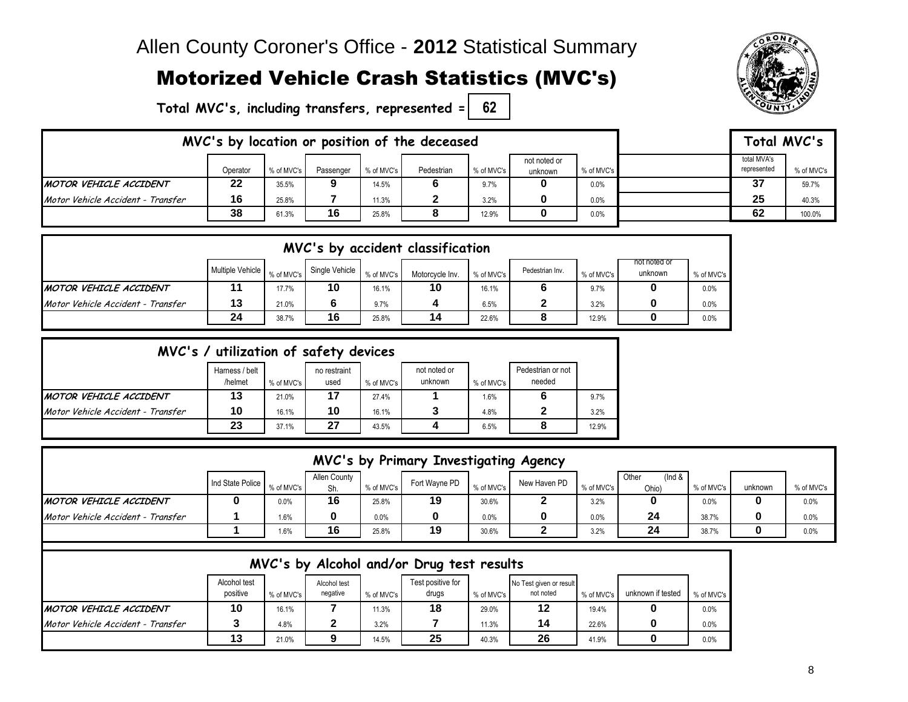# Allen County Coroner's Office - **2012** Statistical Summary

## Motorized Vehicle Crash Statistics (MVC's)

**Total MVC's, including transfers, represented = 62**

### MVC's by location or position of the deceased

| | Operator | % of MVC's | Passenger | % of MVC's | Pedestrian | % of MVC's | not noted or unknown | % of MVC's | Total MVC's: total MVA's represented | % of MVC's |
|---|---|---|---|---|---|---|---|---|---|---|
| ***MOTOR VEHICLE ACCIDENT*** | **22** | 35.5% | **9** | 14.5% | **6** | 9.7% | **0** | 0.0% | **37** | 59.7% |
| *Motor Vehicle Accident - Transfer* | **16** | 25.8% | **7** | 11.3% | **2** | 3.2% | **0** | 0.0% | **25** | 40.3% |
| | **38** | 61.3% | **16** | 25.8% | **8** | 12.9% | **0** | 0.0% | **62** | 100.0% |

### MVC's by accident classification

| | Multiple Vehicle | % of MVC's | Single Vehicle | % of MVC's | Motorcycle Inv. | % of MVC's | Pedestrian Inv. | % of MVC's | not noted or unknown | % of MVC's |
|---|---|---|---|---|---|---|---|---|---|---|
| ***MOTOR VEHICLE ACCIDENT*** | **11** | 17.7% | **10** | 16.1% | **10** | 16.1% | **6** | 9.7% | **0** | 0.0% |
| *Motor Vehicle Accident - Transfer* | **13** | 21.0% | **6** | 9.7% | **4** | 6.5% | **2** | 3.2% | **0** | 0.0% |
| | **24** | 38.7% | **16** | 25.8% | **14** | 22.6% | **8** | 12.9% | **0** | 0.0% |

### MVC's / utilization of safety devices

| | Harness / belt /helmet | % of MVC's | no restraint used | % of MVC's | not noted or unknown | % of MVC's | Pedestrian or not needed | |
|---|---|---|---|---|---|---|---|---|
| ***MOTOR VEHICLE ACCIDENT*** | **13** | 21.0% | **17** | 27.4% | **1** | 1.6% | **6** | 9.7% |
| *Motor Vehicle Accident - Transfer* | **10** | 16.1% | **10** | 16.1% | **3** | 4.8% | **2** | 3.2% |
| | **23** | 37.1% | **27** | 43.5% | **4** | 6.5% | **8** | 12.9% |

### MVC's by Primary Investigating Agency

| | Ind State Police | % of MVC's | Allen County Sh. | % of MVC's | Fort Wayne PD | % of MVC's | New Haven PD | % of MVC's | Other (Ind & Ohio) | % of MVC's | unknown | % of MVC's |
|---|---|---|---|---|---|---|---|---|---|---|---|---|
| ***MOTOR VEHICLE ACCIDENT*** | **0** | 0.0% | **16** | 25.8% | **19** | 30.6% | **2** | 3.2% | **0** | 0.0% | **0** | 0.0% |
| *Motor Vehicle Accident - Transfer* | **1** | 1.6% | **0** | 0.0% | **0** | 0.0% | **0** | 0.0% | **24** | 38.7% | **0** | 0.0% |
| | **1** | 1.6% | **16** | 25.8% | **19** | 30.6% | **2** | 3.2% | **24** | 38.7% | **0** | 0.0% |

### MVC's by Alcohol and/or Drug test results

| | Alcohol test positive | % of MVC's | Alcohol test negative | % of MVC's | Test positive for drugs | % of MVC's | No Test given or result not noted | % of MVC's | unknown if tested | % of MVC's |
|---|---|---|---|---|---|---|---|---|---|---|
| ***MOTOR VEHICLE ACCIDENT*** | **10** | 16.1% | **7** | 11.3% | **18** | 29.0% | **12** | 19.4% | **0** | 0.0% |
| *Motor Vehicle Accident - Transfer* | **3** | 4.8% | **2** | 3.2% | **7** | 11.3% | **14** | 22.6% | **0** | 0.0% |
| | **13** | 21.0% | **9** | 14.5% | **25** | 40.3% | **26** | 41.9% | **0** | 0.0% |